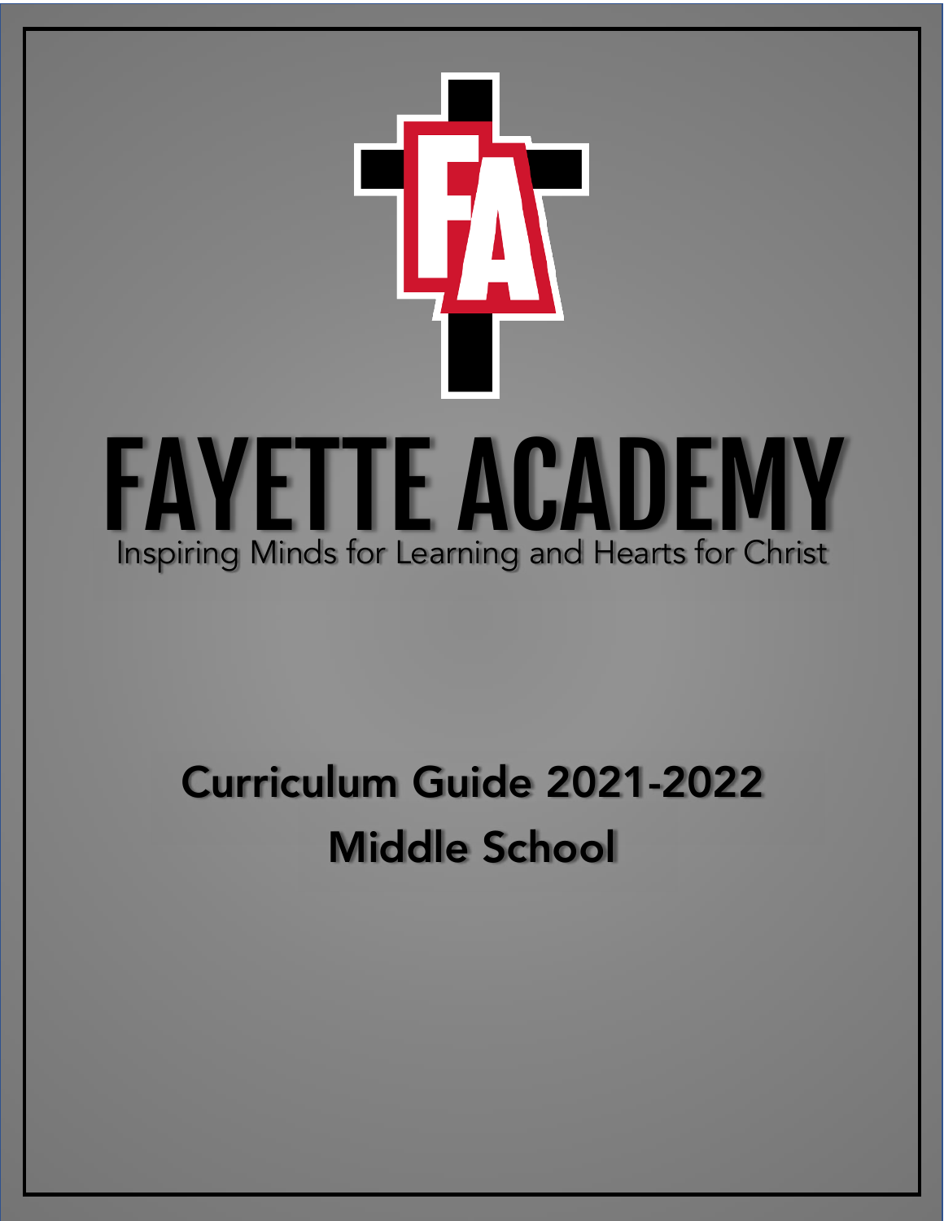# FAYETTE ACADEMY

Inspiring Minds for Learning and Hearts for Christ

## Curriculum Guide 2021-2022

## Middle School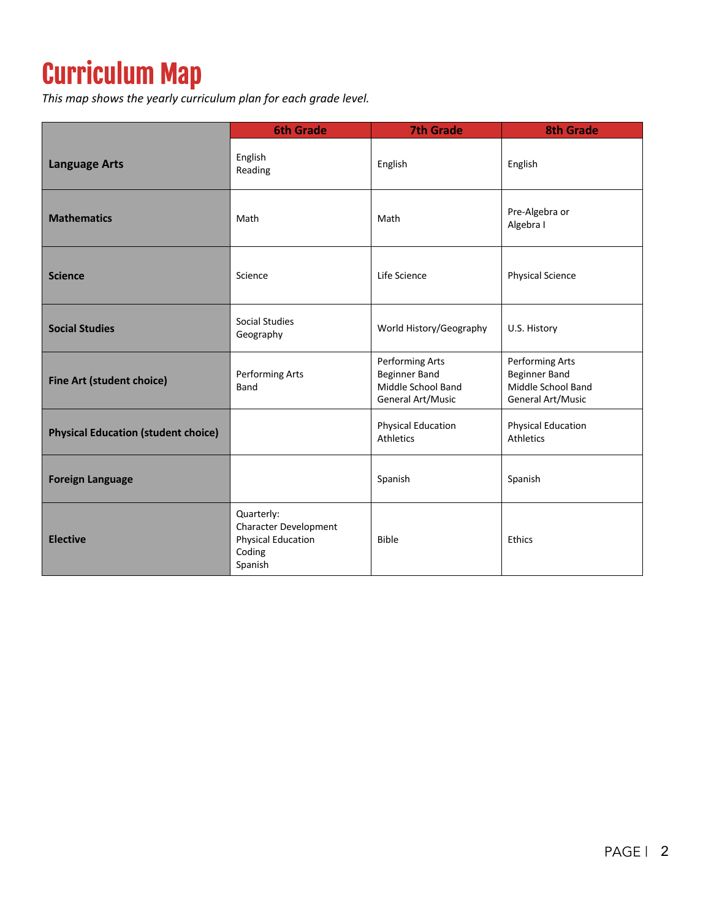# Curriculum Map

*This map shows the yearly curriculum plan for each grade level.*

| | 6th Grade | 7th Grade | 8th Grade |
|---|---|---|---|
| **Language Arts** | English<br>Reading | English | English |
| **Mathematics** | Math | Math | Pre-Algebra or<br>Algebra I |
| **Science** | Science | Life Science | Physical Science |
| **Social Studies** | Social Studies<br>Geography | World History/Geography | U.S. History |
| **Fine Art (student choice)** | Performing Arts<br>Band | Performing Arts<br>Beginner Band<br>Middle School Band<br>General Art/Music | Performing Arts<br>Beginner Band<br>Middle School Band<br>General Art/Music |
| **Physical Education (student choice)** | | Physical Education<br>Athletics | Physical Education<br>Athletics |
| **Foreign Language** | | Spanish | Spanish |
| **Elective** | Quarterly:<br>Character Development<br>Physical Education<br>Coding<br>Spanish | Bible | Ethics |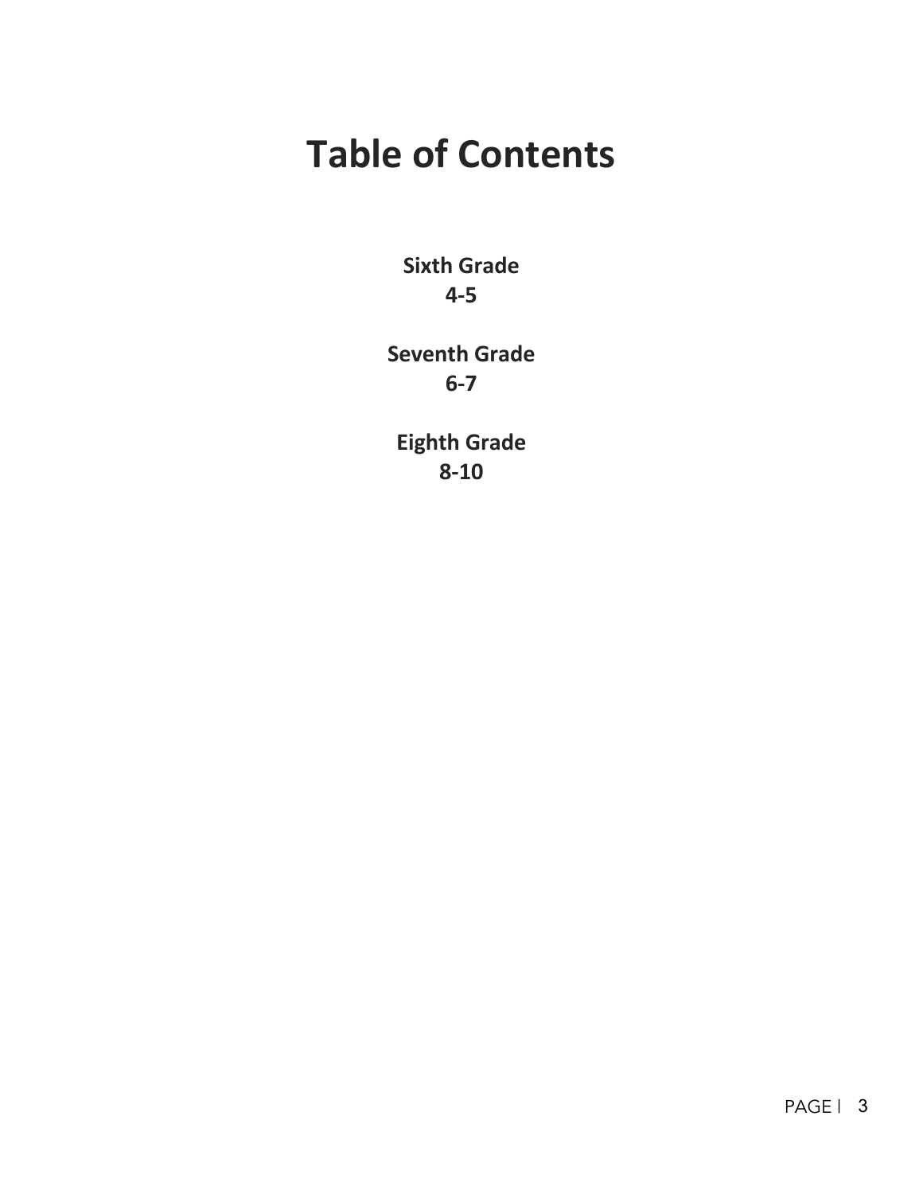# Table of Contents

**Sixth Grade**
**4-5**

**Seventh Grade**
**6-7**

**Eighth Grade**
**8-10**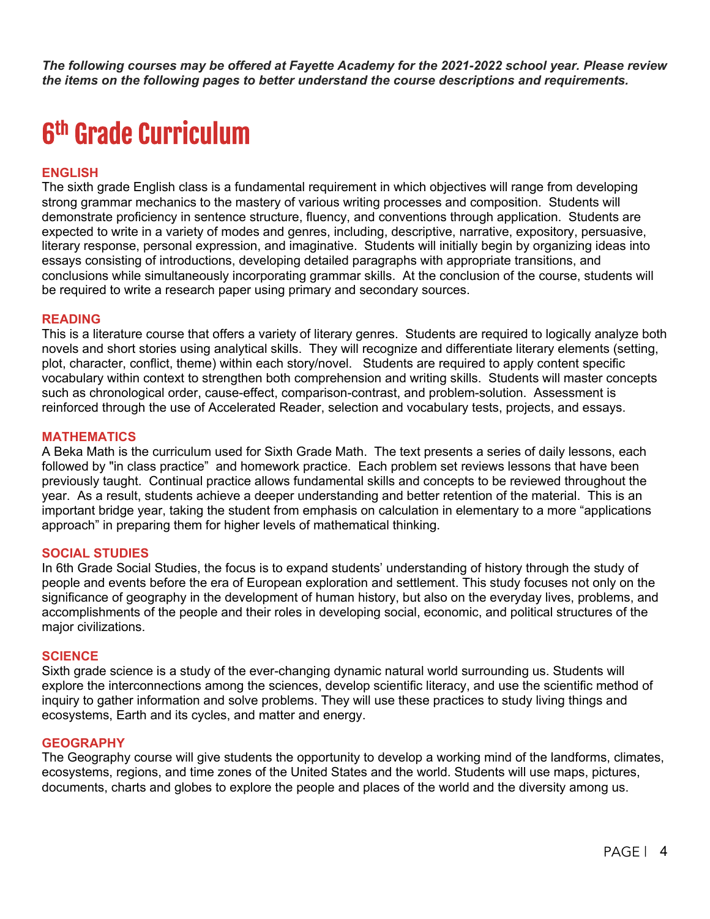***The following courses may be offered at Fayette Academy for the 2021-2022 school year. Please review the items on the following pages to better understand the course descriptions and requirements.***

# 6th Grade Curriculum

## ENGLISH

The sixth grade English class is a fundamental requirement in which objectives will range from developing strong grammar mechanics to the mastery of various writing processes and composition. Students will demonstrate proficiency in sentence structure, fluency, and conventions through application. Students are expected to write in a variety of modes and genres, including, descriptive, narrative, expository, persuasive, literary response, personal expression, and imaginative. Students will initially begin by organizing ideas into essays consisting of introductions, developing detailed paragraphs with appropriate transitions, and conclusions while simultaneously incorporating grammar skills. At the conclusion of the course, students will be required to write a research paper using primary and secondary sources.

## READING

This is a literature course that offers a variety of literary genres. Students are required to logically analyze both novels and short stories using analytical skills. They will recognize and differentiate literary elements (setting, plot, character, conflict, theme) within each story/novel. Students are required to apply content specific vocabulary within context to strengthen both comprehension and writing skills. Students will master concepts such as chronological order, cause-effect, comparison-contrast, and problem-solution. Assessment is reinforced through the use of Accelerated Reader, selection and vocabulary tests, projects, and essays.

## MATHEMATICS

A Beka Math is the curriculum used for Sixth Grade Math. The text presents a series of daily lessons, each followed by "in class practice" and homework practice. Each problem set reviews lessons that have been previously taught. Continual practice allows fundamental skills and concepts to be reviewed throughout the year. As a result, students achieve a deeper understanding and better retention of the material. This is an important bridge year, taking the student from emphasis on calculation in elementary to a more "applications approach" in preparing them for higher levels of mathematical thinking.

## SOCIAL STUDIES

In 6th Grade Social Studies, the focus is to expand students' understanding of history through the study of people and events before the era of European exploration and settlement. This study focuses not only on the significance of geography in the development of human history, but also on the everyday lives, problems, and accomplishments of the people and their roles in developing social, economic, and political structures of the major civilizations.

## SCIENCE

Sixth grade science is a study of the ever-changing dynamic natural world surrounding us. Students will explore the interconnections among the sciences, develop scientific literacy, and use the scientific method of inquiry to gather information and solve problems. They will use these practices to study living things and ecosystems, Earth and its cycles, and matter and energy.

## GEOGRAPHY

The Geography course will give students the opportunity to develop a working mind of the landforms, climates, ecosystems, regions, and time zones of the United States and the world. Students will use maps, pictures, documents, charts and globes to explore the people and places of the world and the diversity among us.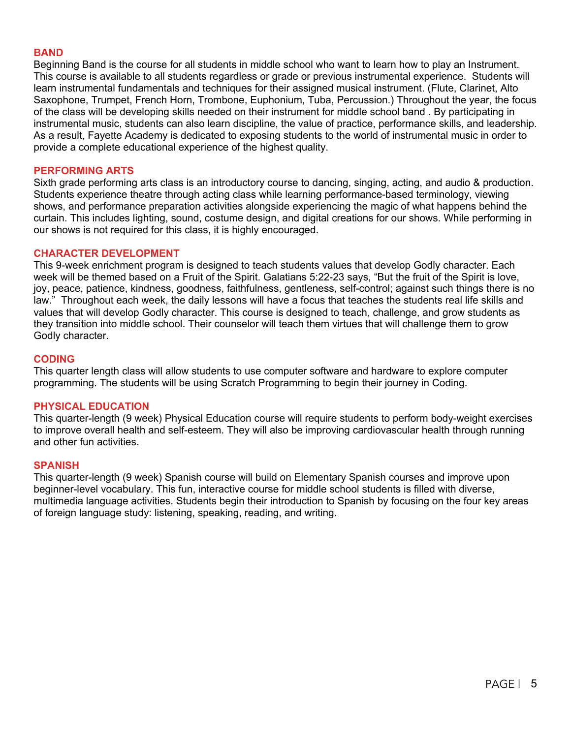## BAND

Beginning Band is the course for all students in middle school who want to learn how to play an Instrument. This course is available to all students regardless or grade or previous instrumental experience. Students will learn instrumental fundamentals and techniques for their assigned musical instrument. (Flute, Clarinet, Alto Saxophone, Trumpet, French Horn, Trombone, Euphonium, Tuba, Percussion.) Throughout the year, the focus of the class will be developing skills needed on their instrument for middle school band . By participating in instrumental music, students can also learn discipline, the value of practice, performance skills, and leadership. As a result, Fayette Academy is dedicated to exposing students to the world of instrumental music in order to provide a complete educational experience of the highest quality.

## PERFORMING ARTS

Sixth grade performing arts class is an introductory course to dancing, singing, acting, and audio & production. Students experience theatre through acting class while learning performance-based terminology, viewing shows, and performance preparation activities alongside experiencing the magic of what happens behind the curtain. This includes lighting, sound, costume design, and digital creations for our shows. While performing in our shows is not required for this class, it is highly encouraged.

## CHARACTER DEVELOPMENT

This 9-week enrichment program is designed to teach students values that develop Godly character. Each week will be themed based on a Fruit of the Spirit. Galatians 5:22-23 says, "But the fruit of the Spirit is love, joy, peace, patience, kindness, goodness, faithfulness, gentleness, self-control; against such things there is no law." Throughout each week, the daily lessons will have a focus that teaches the students real life skills and values that will develop Godly character. This course is designed to teach, challenge, and grow students as they transition into middle school. Their counselor will teach them virtues that will challenge them to grow Godly character.

## CODING

This quarter length class will allow students to use computer software and hardware to explore computer programming. The students will be using Scratch Programming to begin their journey in Coding.

## PHYSICAL EDUCATION

This quarter-length (9 week) Physical Education course will require students to perform body-weight exercises to improve overall health and self-esteem. They will also be improving cardiovascular health through running and other fun activities.

## SPANISH

This quarter-length (9 week) Spanish course will build on Elementary Spanish courses and improve upon beginner-level vocabulary. This fun, interactive course for middle school students is filled with diverse, multimedia language activities. Students begin their introduction to Spanish by focusing on the four key areas of foreign language study: listening, speaking, reading, and writing.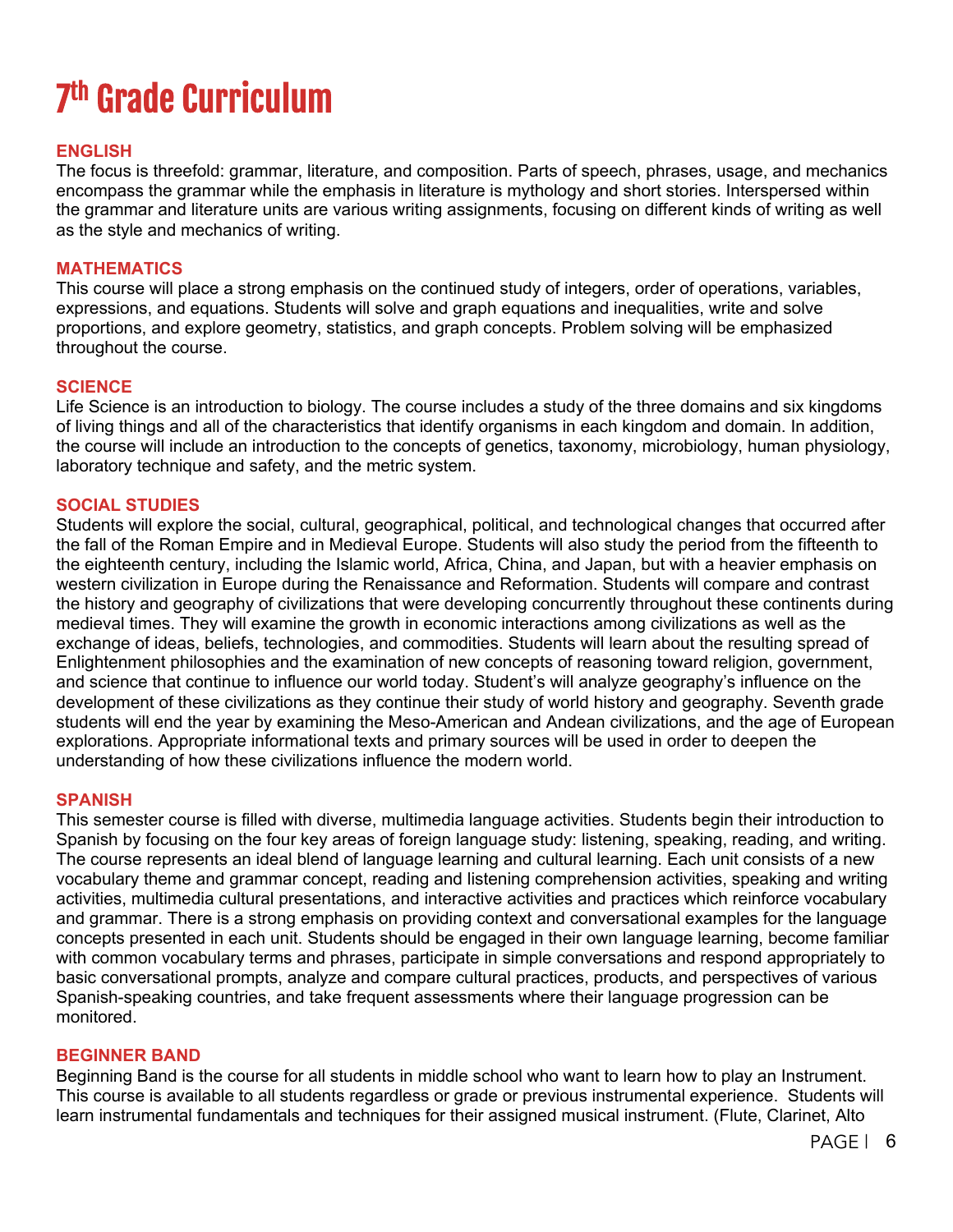# 7th Grade Curriculum

## ENGLISH

The focus is threefold: grammar, literature, and composition. Parts of speech, phrases, usage, and mechanics encompass the grammar while the emphasis in literature is mythology and short stories. Interspersed within the grammar and literature units are various writing assignments, focusing on different kinds of writing as well as the style and mechanics of writing.

## MATHEMATICS

This course will place a strong emphasis on the continued study of integers, order of operations, variables, expressions, and equations. Students will solve and graph equations and inequalities, write and solve proportions, and explore geometry, statistics, and graph concepts. Problem solving will be emphasized throughout the course.

## SCIENCE

Life Science is an introduction to biology. The course includes a study of the three domains and six kingdoms of living things and all of the characteristics that identify organisms in each kingdom and domain. In addition, the course will include an introduction to the concepts of genetics, taxonomy, microbiology, human physiology, laboratory technique and safety, and the metric system.

## SOCIAL STUDIES

Students will explore the social, cultural, geographical, political, and technological changes that occurred after the fall of the Roman Empire and in Medieval Europe. Students will also study the period from the fifteenth to the eighteenth century, including the Islamic world, Africa, China, and Japan, but with a heavier emphasis on western civilization in Europe during the Renaissance and Reformation. Students will compare and contrast the history and geography of civilizations that were developing concurrently throughout these continents during medieval times. They will examine the growth in economic interactions among civilizations as well as the exchange of ideas, beliefs, technologies, and commodities. Students will learn about the resulting spread of Enlightenment philosophies and the examination of new concepts of reasoning toward religion, government, and science that continue to influence our world today. Student's will analyze geography's influence on the development of these civilizations as they continue their study of world history and geography. Seventh grade students will end the year by examining the Meso-American and Andean civilizations, and the age of European explorations. Appropriate informational texts and primary sources will be used in order to deepen the understanding of how these civilizations influence the modern world.

## SPANISH

This semester course is filled with diverse, multimedia language activities. Students begin their introduction to Spanish by focusing on the four key areas of foreign language study: listening, speaking, reading, and writing. The course represents an ideal blend of language learning and cultural learning. Each unit consists of a new vocabulary theme and grammar concept, reading and listening comprehension activities, speaking and writing activities, multimedia cultural presentations, and interactive activities and practices which reinforce vocabulary and grammar. There is a strong emphasis on providing context and conversational examples for the language concepts presented in each unit. Students should be engaged in their own language learning, become familiar with common vocabulary terms and phrases, participate in simple conversations and respond appropriately to basic conversational prompts, analyze and compare cultural practices, products, and perspectives of various Spanish-speaking countries, and take frequent assessments where their language progression can be monitored.

## BEGINNER BAND

Beginning Band is the course for all students in middle school who want to learn how to play an Instrument. This course is available to all students regardless or grade or previous instrumental experience. Students will learn instrumental fundamentals and techniques for their assigned musical instrument. (Flute, Clarinet, Alto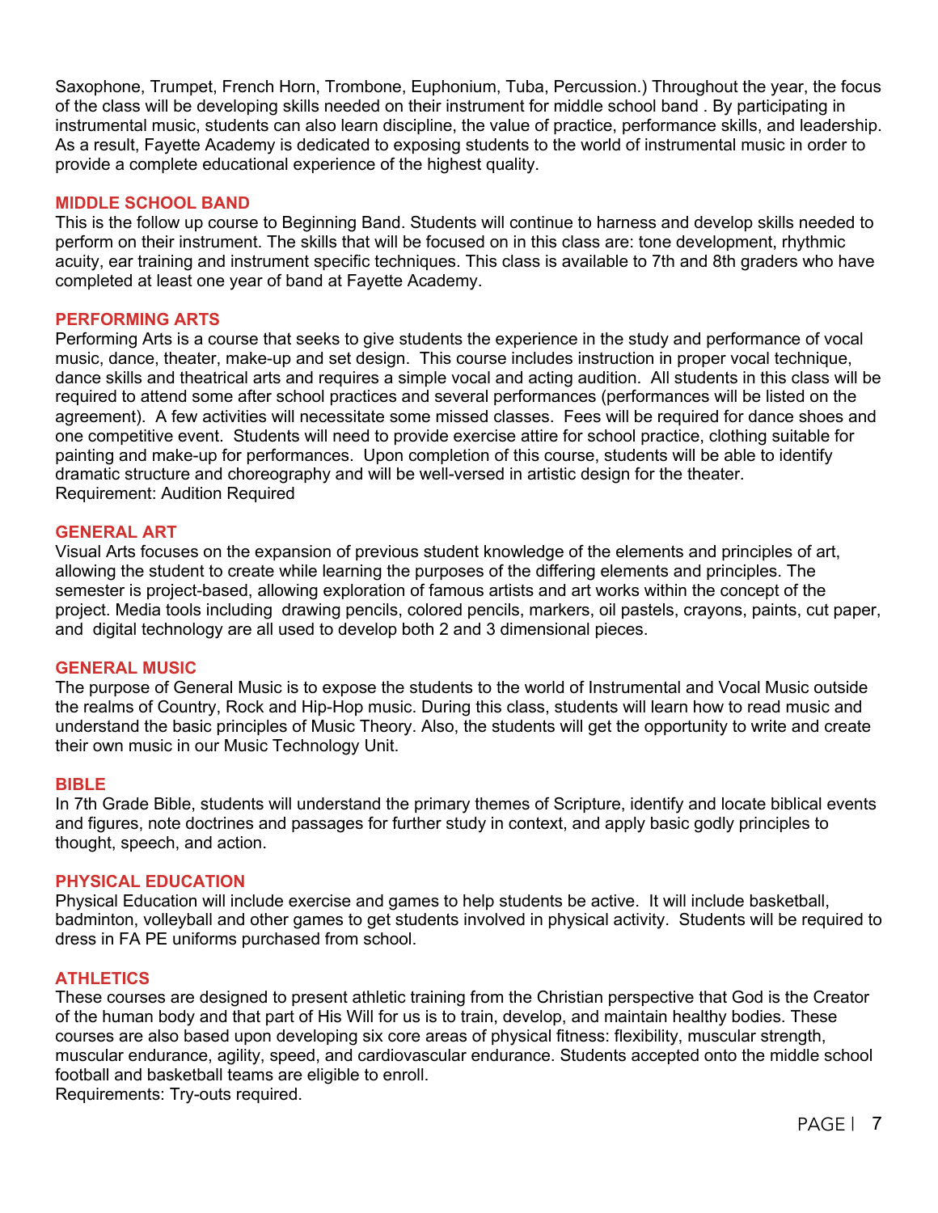Saxophone, Trumpet, French Horn, Trombone, Euphonium, Tuba, Percussion.) Throughout the year, the focus of the class will be developing skills needed on their instrument for middle school band . By participating in instrumental music, students can also learn discipline, the value of practice, performance skills, and leadership. As a result, Fayette Academy is dedicated to exposing students to the world of instrumental music in order to provide a complete educational experience of the highest quality.

## MIDDLE SCHOOL BAND

This is the follow up course to Beginning Band. Students will continue to harness and develop skills needed to perform on their instrument. The skills that will be focused on in this class are: tone development, rhythmic acuity, ear training and instrument specific techniques. This class is available to 7th and 8th graders who have completed at least one year of band at Fayette Academy.

## PERFORMING ARTS

Performing Arts is a course that seeks to give students the experience in the study and performance of vocal music, dance, theater, make-up and set design. This course includes instruction in proper vocal technique, dance skills and theatrical arts and requires a simple vocal and acting audition. All students in this class will be required to attend some after school practices and several performances (performances will be listed on the agreement). A few activities will necessitate some missed classes. Fees will be required for dance shoes and one competitive event. Students will need to provide exercise attire for school practice, clothing suitable for painting and make-up for performances. Upon completion of this course, students will be able to identify dramatic structure and choreography and will be well-versed in artistic design for the theater.
Requirement: Audition Required

## GENERAL ART

Visual Arts focuses on the expansion of previous student knowledge of the elements and principles of art, allowing the student to create while learning the purposes of the differing elements and principles. The semester is project-based, allowing exploration of famous artists and art works within the concept of the project. Media tools including drawing pencils, colored pencils, markers, oil pastels, crayons, paints, cut paper, and digital technology are all used to develop both 2 and 3 dimensional pieces.

## GENERAL MUSIC

The purpose of General Music is to expose the students to the world of Instrumental and Vocal Music outside the realms of Country, Rock and Hip-Hop music. During this class, students will learn how to read music and understand the basic principles of Music Theory. Also, the students will get the opportunity to write and create their own music in our Music Technology Unit.

## BIBLE

In 7th Grade Bible, students will understand the primary themes of Scripture, identify and locate biblical events and figures, note doctrines and passages for further study in context, and apply basic godly principles to thought, speech, and action.

## PHYSICAL EDUCATION

Physical Education will include exercise and games to help students be active. It will include basketball, badminton, volleyball and other games to get students involved in physical activity. Students will be required to dress in FA PE uniforms purchased from school.

## ATHLETICS

These courses are designed to present athletic training from the Christian perspective that God is the Creator of the human body and that part of His Will for us is to train, develop, and maintain healthy bodies. These courses are also based upon developing six core areas of physical fitness: flexibility, muscular strength, muscular endurance, agility, speed, and cardiovascular endurance. Students accepted onto the middle school football and basketball teams are eligible to enroll.
Requirements: Try-outs required.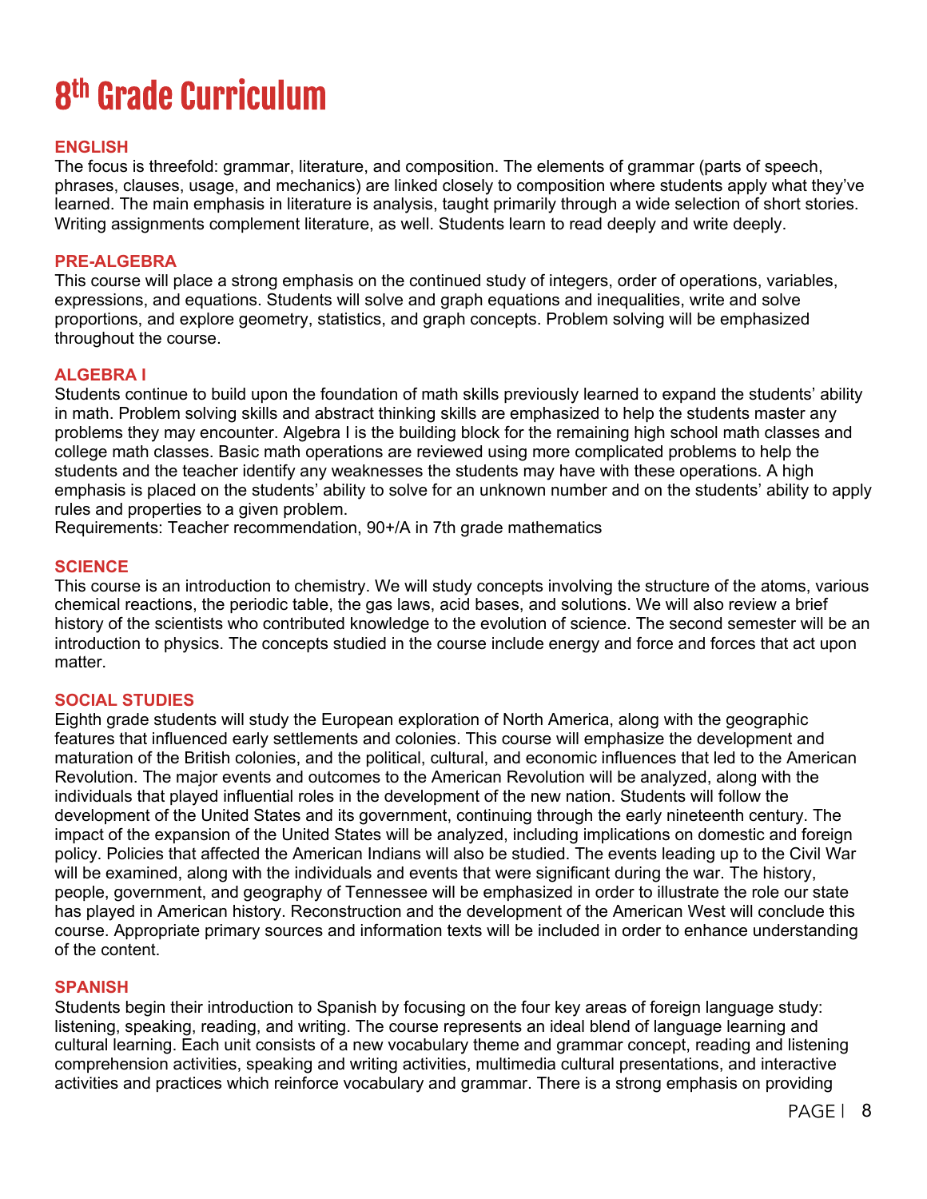# 8th Grade Curriculum

## ENGLISH

The focus is threefold: grammar, literature, and composition. The elements of grammar (parts of speech, phrases, clauses, usage, and mechanics) are linked closely to composition where students apply what they've learned. The main emphasis in literature is analysis, taught primarily through a wide selection of short stories. Writing assignments complement literature, as well. Students learn to read deeply and write deeply.

## PRE-ALGEBRA

This course will place a strong emphasis on the continued study of integers, order of operations, variables, expressions, and equations. Students will solve and graph equations and inequalities, write and solve proportions, and explore geometry, statistics, and graph concepts. Problem solving will be emphasized throughout the course.

## ALGEBRA I

Students continue to build upon the foundation of math skills previously learned to expand the students' ability in math. Problem solving skills and abstract thinking skills are emphasized to help the students master any problems they may encounter. Algebra I is the building block for the remaining high school math classes and college math classes. Basic math operations are reviewed using more complicated problems to help the students and the teacher identify any weaknesses the students may have with these operations. A high emphasis is placed on the students' ability to solve for an unknown number and on the students' ability to apply rules and properties to a given problem.
Requirements: Teacher recommendation, 90+/A in 7th grade mathematics

## SCIENCE

This course is an introduction to chemistry. We will study concepts involving the structure of the atoms, various chemical reactions, the periodic table, the gas laws, acid bases, and solutions. We will also review a brief history of the scientists who contributed knowledge to the evolution of science. The second semester will be an introduction to physics. The concepts studied in the course include energy and force and forces that act upon matter.

## SOCIAL STUDIES

Eighth grade students will study the European exploration of North America, along with the geographic features that influenced early settlements and colonies. This course will emphasize the development and maturation of the British colonies, and the political, cultural, and economic influences that led to the American Revolution. The major events and outcomes to the American Revolution will be analyzed, along with the individuals that played influential roles in the development of the new nation. Students will follow the development of the United States and its government, continuing through the early nineteenth century. The impact of the expansion of the United States will be analyzed, including implications on domestic and foreign policy. Policies that affected the American Indians will also be studied. The events leading up to the Civil War will be examined, along with the individuals and events that were significant during the war. The history, people, government, and geography of Tennessee will be emphasized in order to illustrate the role our state has played in American history. Reconstruction and the development of the American West will conclude this course. Appropriate primary sources and information texts will be included in order to enhance understanding of the content.

## SPANISH

Students begin their introduction to Spanish by focusing on the four key areas of foreign language study: listening, speaking, reading, and writing. The course represents an ideal blend of language learning and cultural learning. Each unit consists of a new vocabulary theme and grammar concept, reading and listening comprehension activities, speaking and writing activities, multimedia cultural presentations, and interactive activities and practices which reinforce vocabulary and grammar. There is a strong emphasis on providing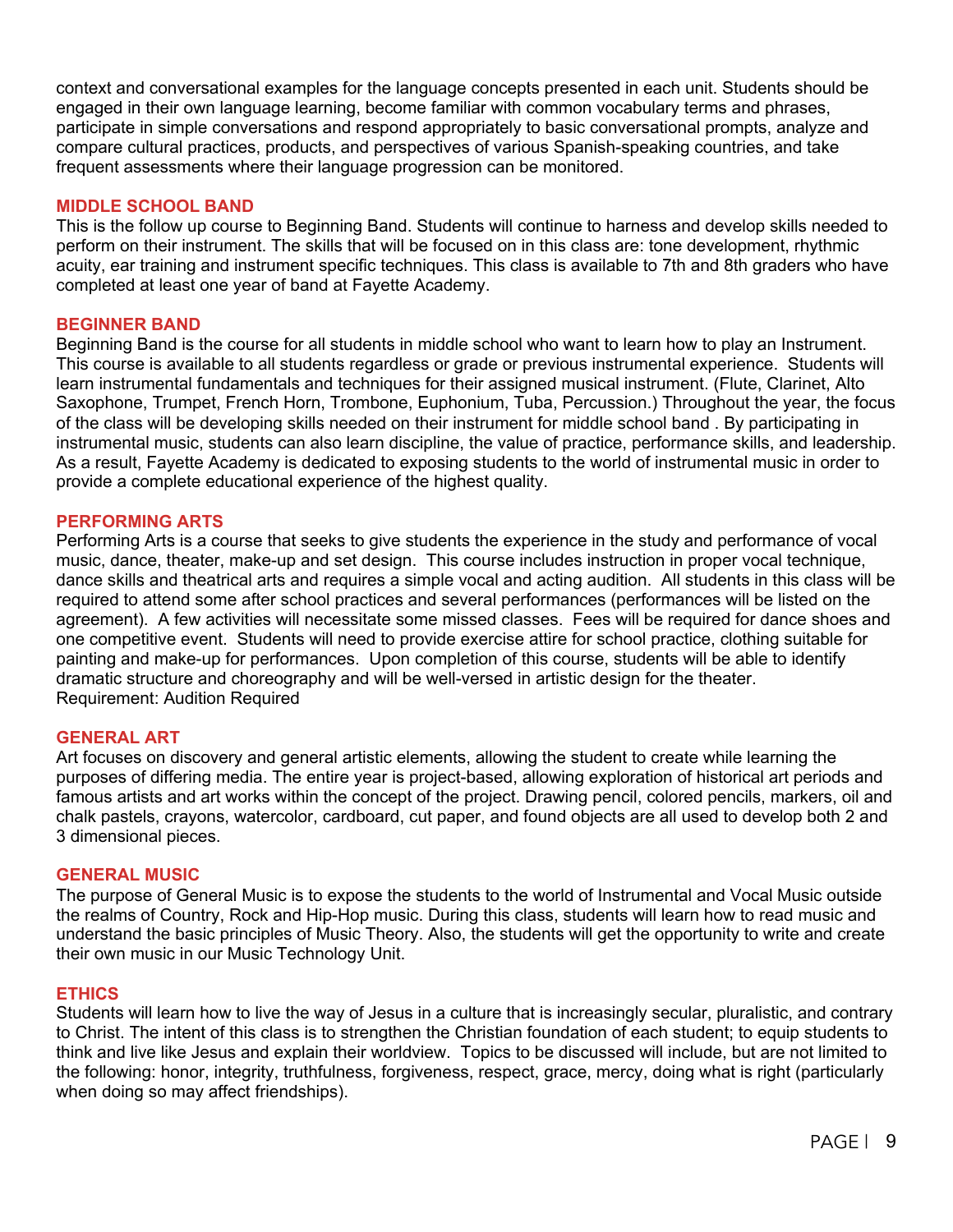context and conversational examples for the language concepts presented in each unit. Students should be engaged in their own language learning, become familiar with common vocabulary terms and phrases, participate in simple conversations and respond appropriately to basic conversational prompts, analyze and compare cultural practices, products, and perspectives of various Spanish-speaking countries, and take frequent assessments where their language progression can be monitored.

### MIDDLE SCHOOL BAND

This is the follow up course to Beginning Band. Students will continue to harness and develop skills needed to perform on their instrument. The skills that will be focused on in this class are: tone development, rhythmic acuity, ear training and instrument specific techniques. This class is available to 7th and 8th graders who have completed at least one year of band at Fayette Academy.

### BEGINNER BAND

Beginning Band is the course for all students in middle school who want to learn how to play an Instrument. This course is available to all students regardless or grade or previous instrumental experience. Students will learn instrumental fundamentals and techniques for their assigned musical instrument. (Flute, Clarinet, Alto Saxophone, Trumpet, French Horn, Trombone, Euphonium, Tuba, Percussion.) Throughout the year, the focus of the class will be developing skills needed on their instrument for middle school band . By participating in instrumental music, students can also learn discipline, the value of practice, performance skills, and leadership. As a result, Fayette Academy is dedicated to exposing students to the world of instrumental music in order to provide a complete educational experience of the highest quality.

### PERFORMING ARTS

Performing Arts is a course that seeks to give students the experience in the study and performance of vocal music, dance, theater, make-up and set design. This course includes instruction in proper vocal technique, dance skills and theatrical arts and requires a simple vocal and acting audition. All students in this class will be required to attend some after school practices and several performances (performances will be listed on the agreement). A few activities will necessitate some missed classes. Fees will be required for dance shoes and one competitive event. Students will need to provide exercise attire for school practice, clothing suitable for painting and make-up for performances. Upon completion of this course, students will be able to identify dramatic structure and choreography and will be well-versed in artistic design for the theater.
Requirement: Audition Required

### GENERAL ART

Art focuses on discovery and general artistic elements, allowing the student to create while learning the purposes of differing media. The entire year is project-based, allowing exploration of historical art periods and famous artists and art works within the concept of the project. Drawing pencil, colored pencils, markers, oil and chalk pastels, crayons, watercolor, cardboard, cut paper, and found objects are all used to develop both 2 and 3 dimensional pieces.

### GENERAL MUSIC

The purpose of General Music is to expose the students to the world of Instrumental and Vocal Music outside the realms of Country, Rock and Hip-Hop music. During this class, students will learn how to read music and understand the basic principles of Music Theory. Also, the students will get the opportunity to write and create their own music in our Music Technology Unit.

### ETHICS

Students will learn how to live the way of Jesus in a culture that is increasingly secular, pluralistic, and contrary to Christ. The intent of this class is to strengthen the Christian foundation of each student; to equip students to think and live like Jesus and explain their worldview. Topics to be discussed will include, but are not limited to the following: honor, integrity, truthfulness, forgiveness, respect, grace, mercy, doing what is right (particularly when doing so may affect friendships).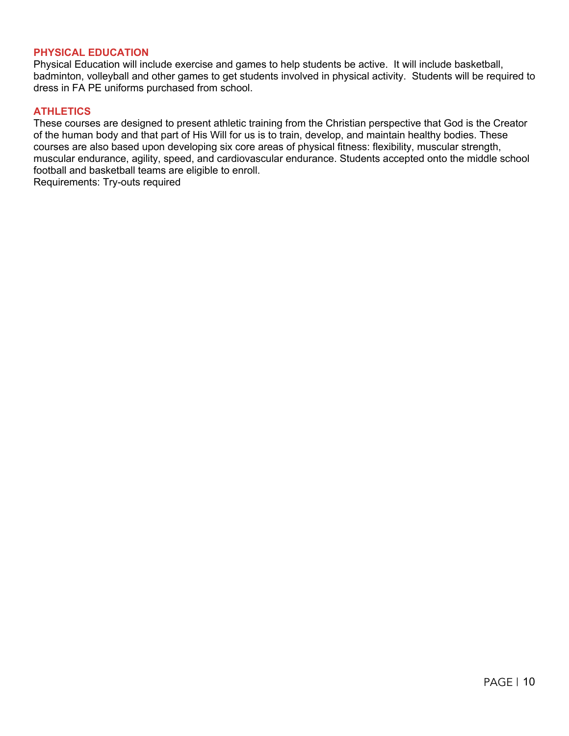### PHYSICAL EDUCATION

Physical Education will include exercise and games to help students be active. It will include basketball, badminton, volleyball and other games to get students involved in physical activity. Students will be required to dress in FA PE uniforms purchased from school.

### ATHLETICS

These courses are designed to present athletic training from the Christian perspective that God is the Creator of the human body and that part of His Will for us is to train, develop, and maintain healthy bodies. These courses are also based upon developing six core areas of physical fitness: flexibility, muscular strength, muscular endurance, agility, speed, and cardiovascular endurance. Students accepted onto the middle school football and basketball teams are eligible to enroll.
Requirements: Try-outs required